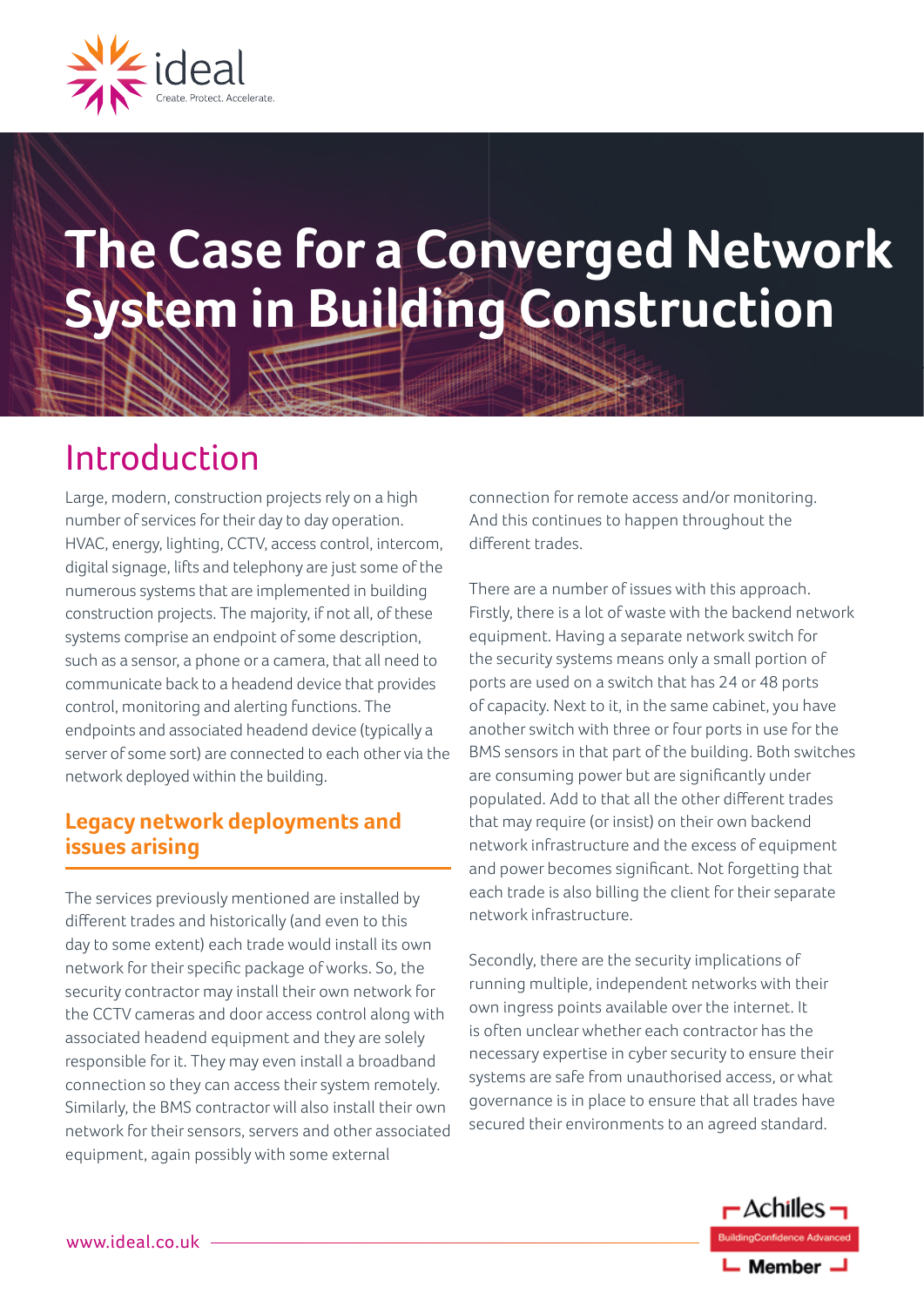# The Case for a Converged Network System in Building Construction

## Introduction

Large, modern, construction projects rely on a high number of services for their day to day operation. HVAC, energy, lighting, CCTV, access control, intercom, digital signage, lifts and telephony are just some of the numerous systems that are implemented in building construction projects. The majority, if not all, of these systems comprise an endpoint of some description, such as a sensor, a phone or a camera, that all need to communicate back to a headend device that provides control, monitoring and alerting functions. The endpoints and associated headend device (typically a server of some sort) are connected to each other via the network deployed within the building.

### Legacy network deployments and issues arising

The services previously mentioned are installed by different trades and historically (and even to this day to some extent) each trade would install its own network for their specific package of works. So, the security contractor may install their own network for the CCTV cameras and door access control along with associated headend equipment and they are solely responsible for it. They may even install a broadband connection so they can access their system remotely. Similarly, the BMS contractor will also install their own network for their sensors, servers and other associated equipment, again possibly with some external connection for remote access and/or monitoring. And this continues to happen throughout the different trades.

There are a number of issues with this approach. Firstly, there is a lot of waste with the backend network equipment. Having a separate network switch for the security systems means only a small portion of ports are used on a switch that has 24 or 48 ports of capacity. Next to it, in the same cabinet, you have another switch with three or four ports in use for the BMS sensors in that part of the building. Both switches are consuming power but are significantly under populated. Add to that all the other different trades that may require (or insist) on their own backend network infrastructure and the excess of equipment and power becomes significant. Not forgetting that each trade is also billing the client for their separate network infrastructure.

Secondly, there are the security implications of running multiple, independent networks with their own ingress points available over the internet. It is often unclear whether each contractor has the necessary expertise in cyber security to ensure their systems are safe from unauthorised access, or what governance is in place to ensure that all trades have secured their environments to an agreed standard.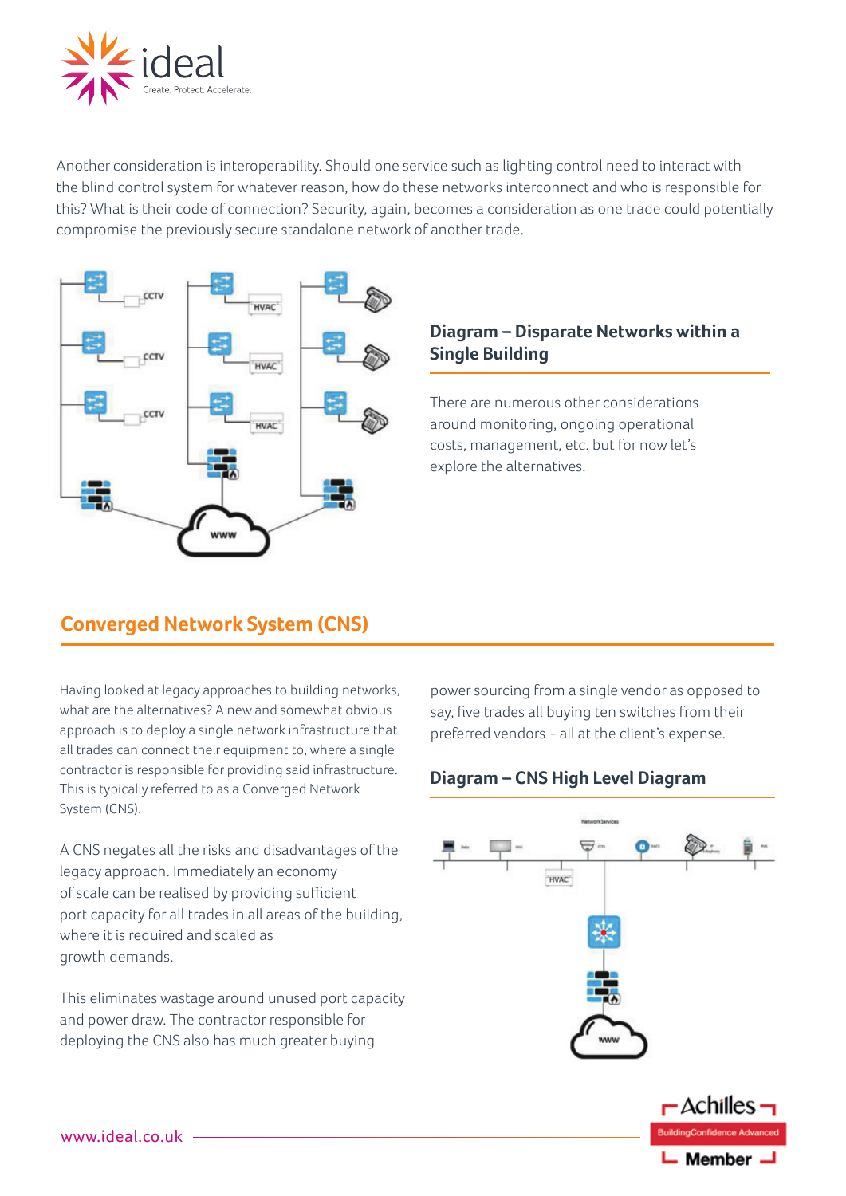Another consideration is interoperability. Should one service such as lighting control need to interact with the blind control system for whatever reason, how do these networks interconnect and who is responsible for this? What is their code of connection? Security, again, becomes a consideration as one trade could potentially compromise the previously secure standalone network of another trade.

### Diagram – Disparate Networks within a Single Building

There are numerous other considerations around monitoring, ongoing operational costs, management, etc. but for now let's explore the alternatives.

## Converged Network System (CNS)

Having looked at legacy approaches to building networks, what are the alternatives? A new and somewhat obvious approach is to deploy a single network infrastructure that all trades can connect their equipment to, where a single contractor is responsible for providing said infrastructure. This is typically referred to as a Converged Network System (CNS).

A CNS negates all the risks and disadvantages of the legacy approach. Immediately an economy of scale can be realised by providing sufficient port capacity for all trades in all areas of the building, where it is required and scaled as growth demands.

This eliminates wastage around unused port capacity and power draw. The contractor responsible for deploying the CNS also has much greater buying power sourcing from a single vendor as opposed to say, five trades all buying ten switches from their preferred vendors - all at the client's expense.

### Diagram – CNS High Level Diagram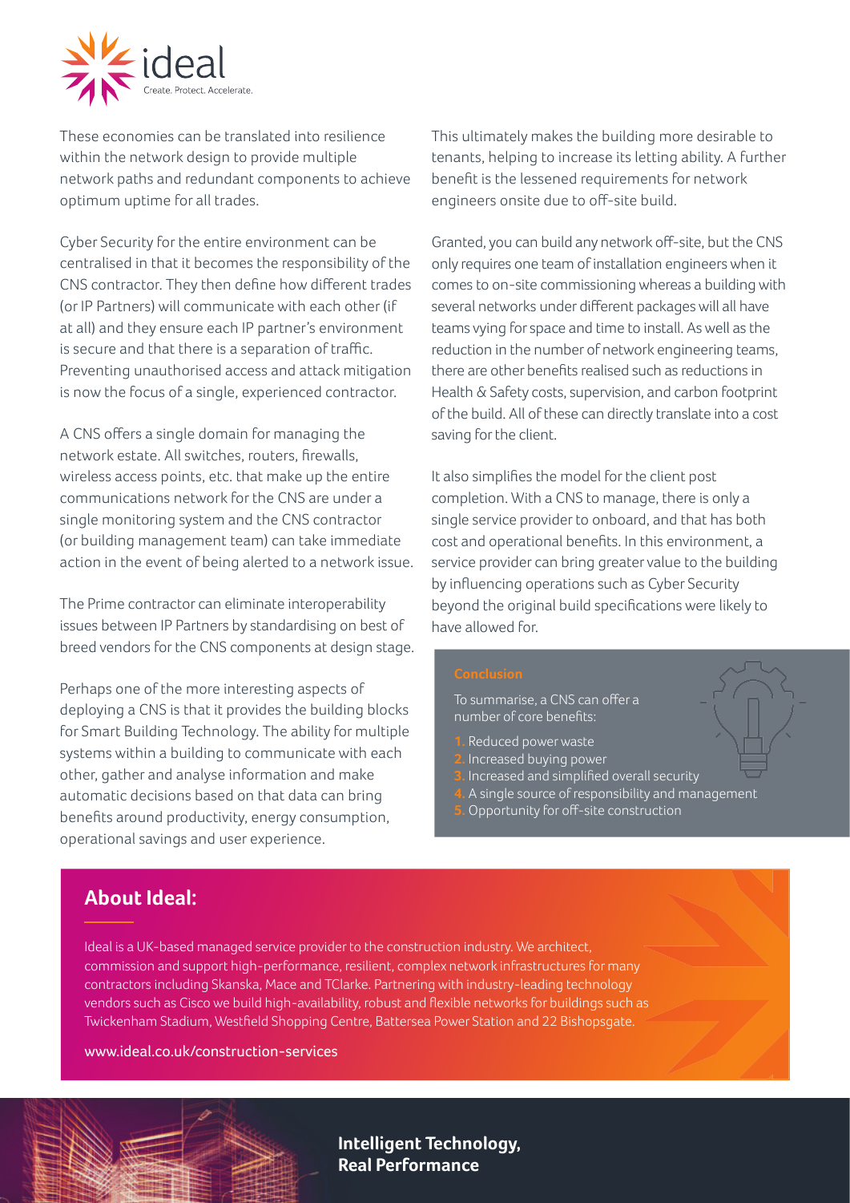These economies can be translated into resilience within the network design to provide multiple network paths and redundant components to achieve optimum uptime for all trades.

Cyber Security for the entire environment can be centralised in that it becomes the responsibility of the CNS contractor. They then define how different trades (or IP Partners) will communicate with each other (if at all) and they ensure each IP partner's environment is secure and that there is a separation of traffic. Preventing unauthorised access and attack mitigation is now the focus of a single, experienced contractor.

A CNS offers a single domain for managing the network estate. All switches, routers, firewalls, wireless access points, etc. that make up the entire communications network for the CNS are under a single monitoring system and the CNS contractor (or building management team) can take immediate action in the event of being alerted to a network issue.

The Prime contractor can eliminate interoperability issues between IP Partners by standardising on best of breed vendors for the CNS components at design stage.

Perhaps one of the more interesting aspects of deploying a CNS is that it provides the building blocks for Smart Building Technology. The ability for multiple systems within a building to communicate with each other, gather and analyse information and make automatic decisions based on that data can bring benefits around productivity, energy consumption, operational savings and user experience.

This ultimately makes the building more desirable to tenants, helping to increase its letting ability. A further benefit is the lessened requirements for network engineers onsite due to off-site build.

Granted, you can build any network off-site, but the CNS only requires one team of installation engineers when it comes to on-site commissioning whereas a building with several networks under different packages will all have teams vying for space and time to install. As well as the reduction in the number of network engineering teams, there are other benefits realised such as reductions in Health & Safety costs, supervision, and carbon footprint of the build. All of these can directly translate into a cost saving for the client.

It also simplifies the model for the client post completion. With a CNS to manage, there is only a single service provider to onboard, and that has both cost and operational benefits. In this environment, a service provider can bring greater value to the building by influencing operations such as Cyber Security beyond the original build specifications were likely to have allowed for.

### Conclusion

To summarise, a CNS can offer a number of core benefits:

1. Reduced power waste
2. Increased buying power
3. Increased and simplified overall security
4. A single source of responsibility and management
5. Opportunity for off-site construction

## About Ideal:

Ideal is a UK-based managed service provider to the construction industry. We architect, commission and support high-performance, resilient, complex network infrastructures for many contractors including Skanska, Mace and TClarke. Partnering with industry-leading technology vendors such as Cisco we build high-availability, robust and flexible networks for buildings such as Twickenham Stadium, Westfield Shopping Centre, Battersea Power Station and 22 Bishopsgate.

www.ideal.co.uk/construction-services

**Intelligent Technology, Real Performance**